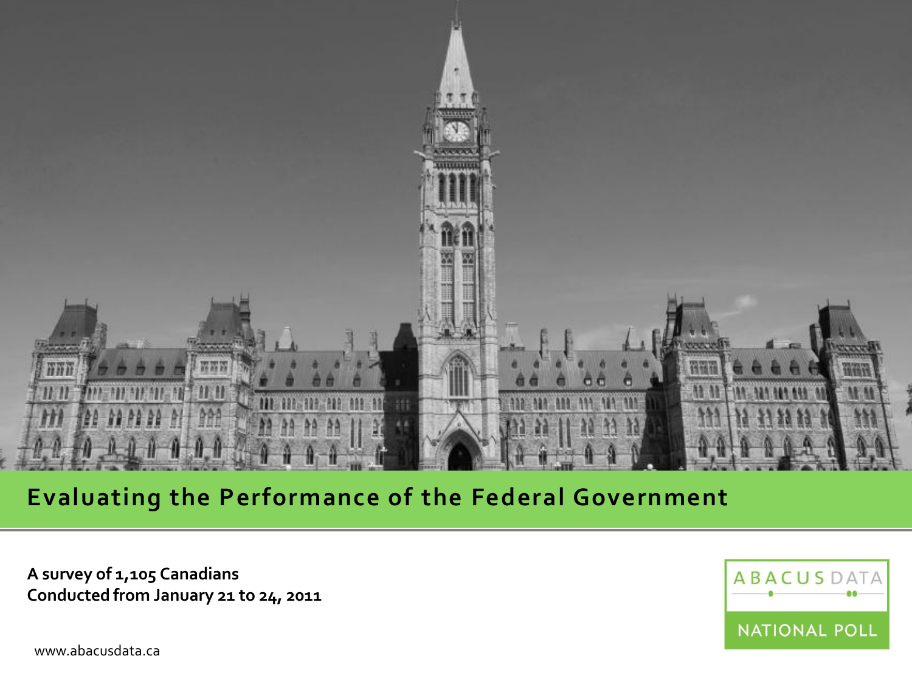# Evaluating the Performance of the Federal Government

**A survey of 1,105 Canadians**
**Conducted from January 21 to 24, 2011**

ABACUS DATA

NATIONAL POLL

www.abacusdata.ca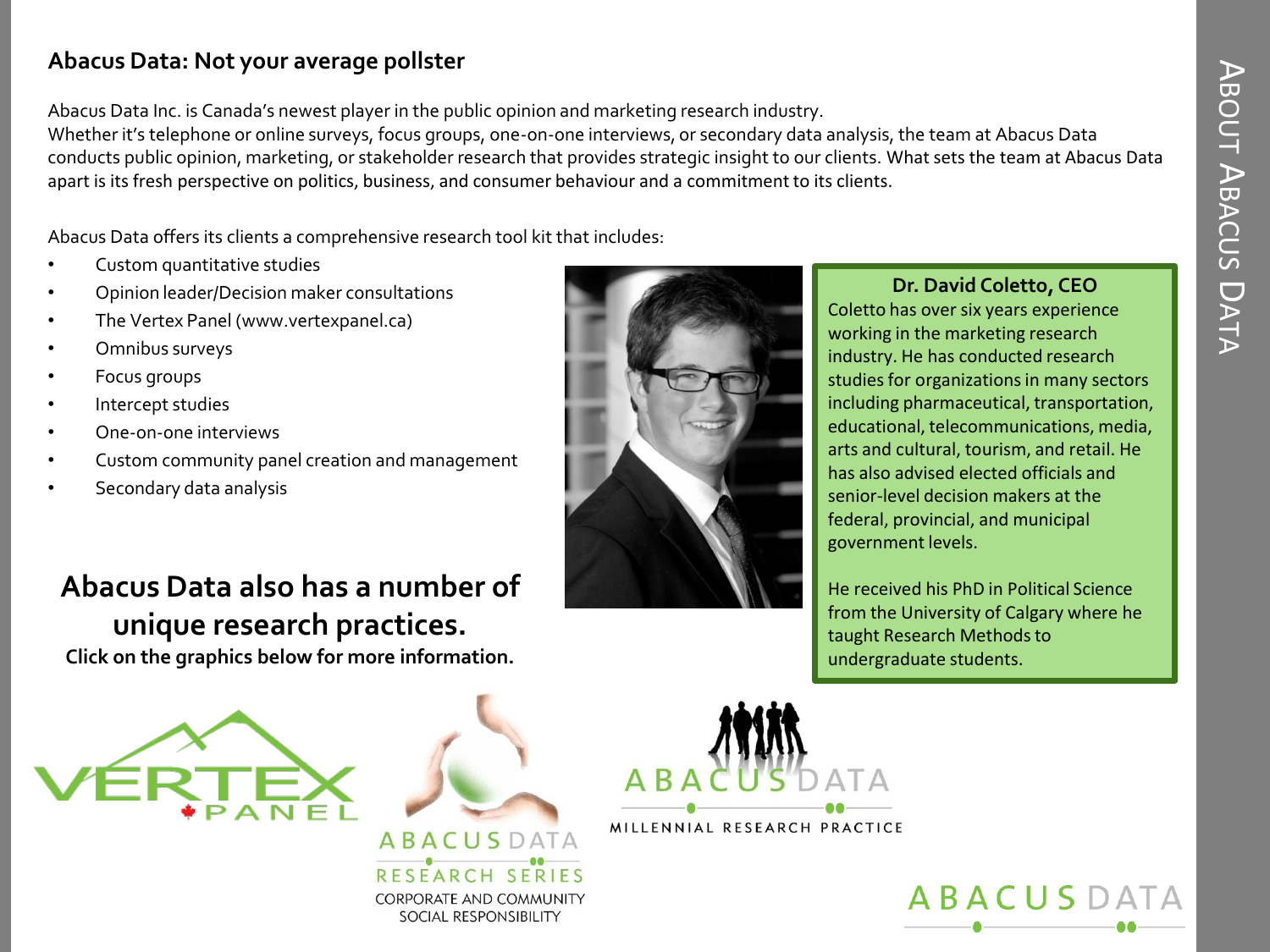## Abacus Data: Not your average pollster

Abacus Data Inc. is Canada's newest player in the public opinion and marketing research industry.
Whether it's telephone or online surveys, focus groups, one-on-one interviews, or secondary data analysis, the team at Abacus Data conducts public opinion, marketing, or stakeholder research that provides strategic insight to our clients. What sets the team at Abacus Data apart is its fresh perspective on politics, business, and consumer behaviour and a commitment to its clients.

Abacus Data offers its clients a comprehensive research tool kit that includes:

- Custom quantitative studies
- Opinion leader/Decision maker consultations
- The Vertex Panel (www.vertexpanel.ca)
- Omnibus surveys
- Focus groups
- Intercept studies
- One-on-one interviews
- Custom community panel creation and management
- Secondary data analysis

**Dr. David Coletto, CEO**

Coletto has over six years experience working in the marketing research industry. He has conducted research studies for organizations in many sectors including pharmaceutical, transportation, educational, telecommunications, media, arts and cultural, tourism, and retail. He has also advised elected officials and senior-level decision makers at the federal, provincial, and municipal government levels.

He received his PhD in Political Science from the University of Calgary where he taught Research Methods to undergraduate students.

### Abacus Data also has a number of unique research practices.

**Click on the graphics below for more information.**

VERTEX PANEL

ABACUS DATA RESEARCH SERIES CORPORATE AND COMMUNITY SOCIAL RESPONSIBILITY

ABACUS DATA MILLENNIAL RESEARCH PRACTICE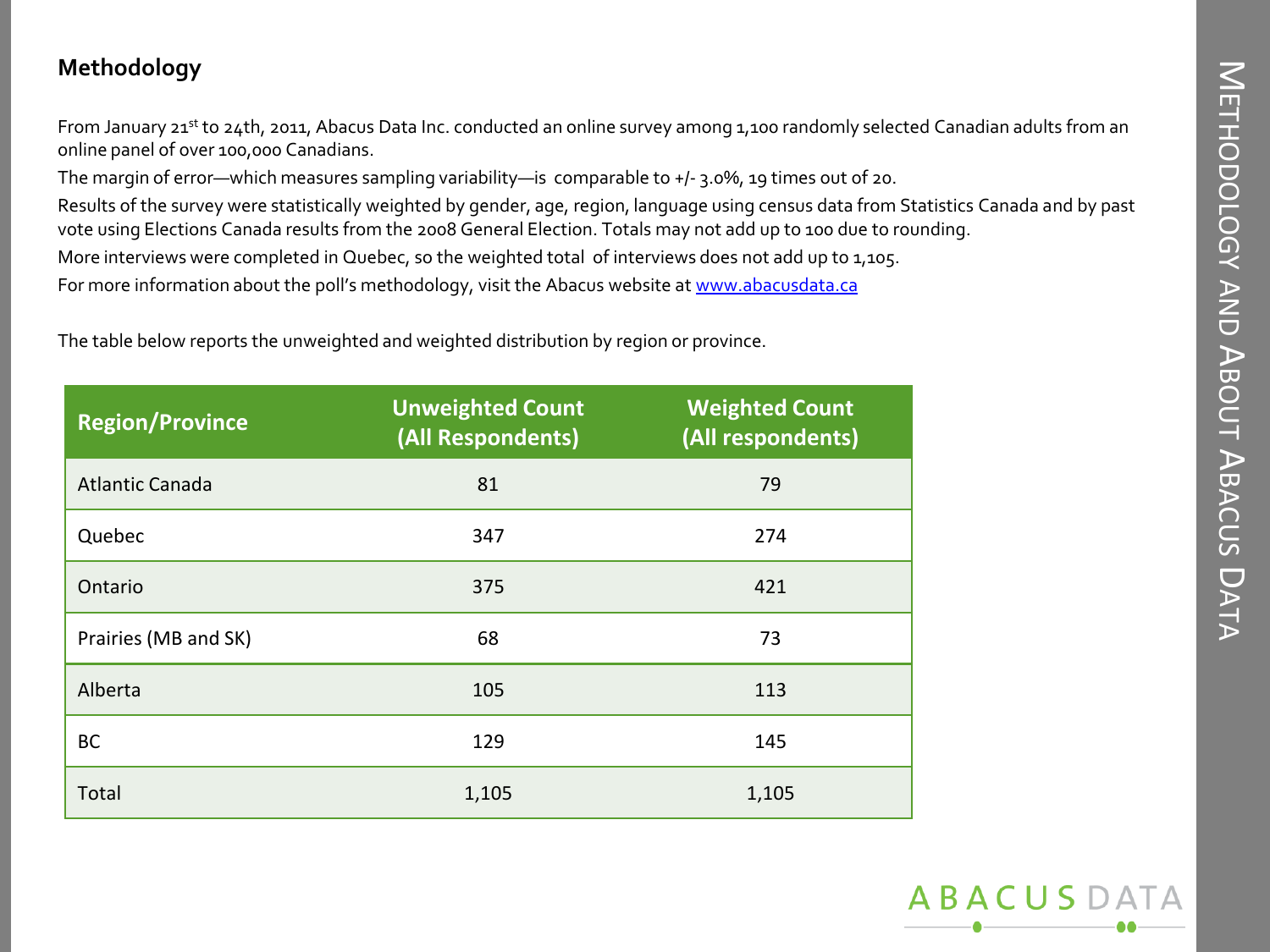## Methodology

From January 21[st] to 24th, 2011, Abacus Data Inc. conducted an online survey among 1,100 randomly selected Canadian adults from an online panel of over 100,000 Canadians.

The margin of error—which measures sampling variability—is comparable to +/- 3.0%, 19 times out of 20.

Results of the survey were statistically weighted by gender, age, region, language using census data from Statistics Canada and by past vote using Elections Canada results from the 2008 General Election. Totals may not add up to 100 due to rounding.

More interviews were completed in Quebec, so the weighted total of interviews does not add up to 1,105.

For more information about the poll's methodology, visit the Abacus website at [www.abacusdata.ca](http://www.abacusdata.ca)

The table below reports the unweighted and weighted distribution by region or province.

| Region/Province | Unweighted Count (All Respondents) | Weighted Count (All respondents) |
| --- | --- | --- |
| Atlantic Canada | 81 | 79 |
| Quebec | 347 | 274 |
| Ontario | 375 | 421 |
| Prairies (MB and SK) | 68 | 73 |
| Alberta | 105 | 113 |
| BC | 129 | 145 |
| Total | 1,105 | 1,105 |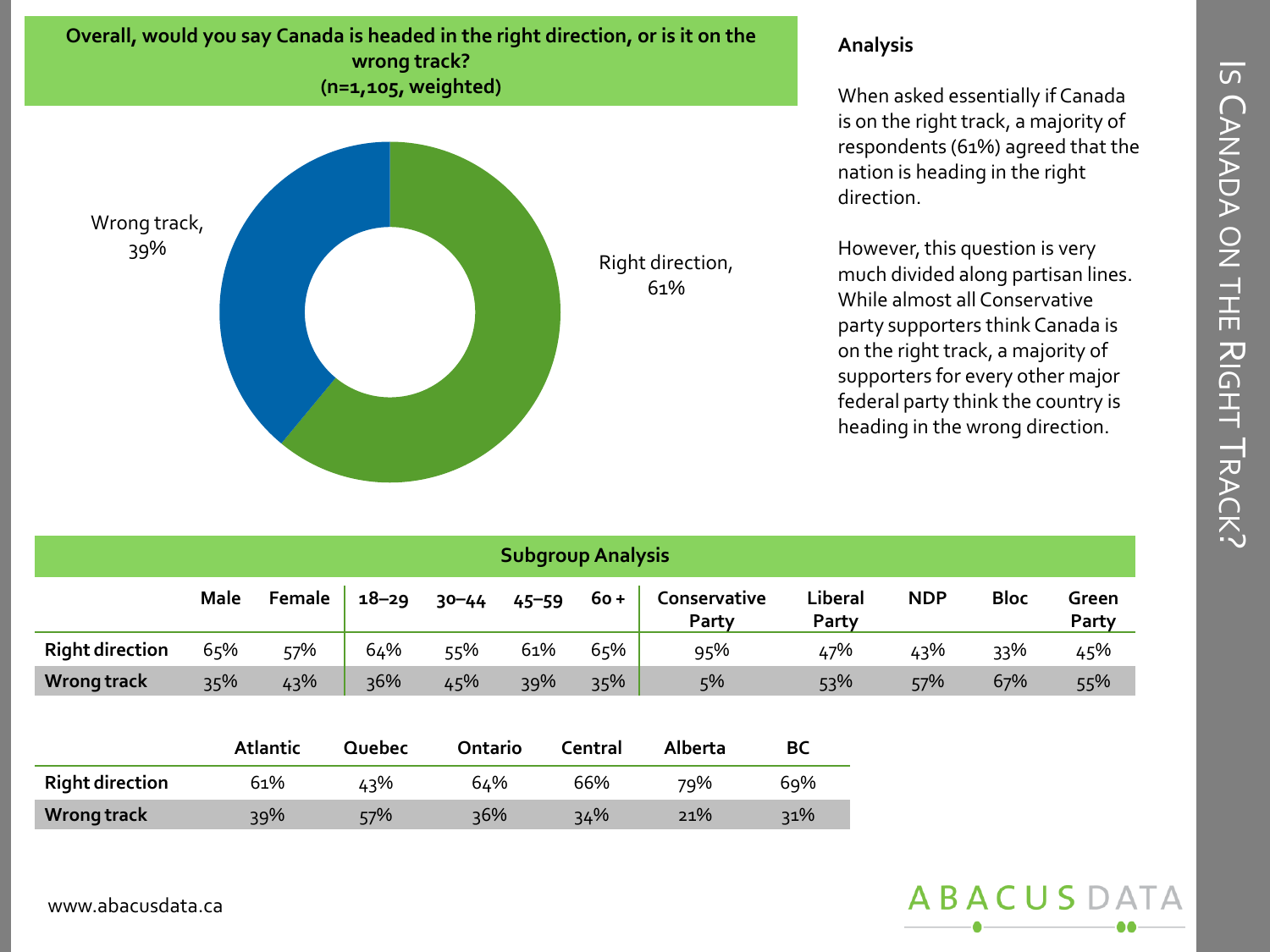# Is Canada on the Right Track?

**Overall, would you say Canada is headed in the right direction, or is it on the wrong track?**
**(n=1,105, weighted)**

Wrong track, 39%

Right direction, 61%

**Analysis**

When asked essentially if Canada is on the right track, a majority of respondents (61%) agreed that the nation is heading in the right direction.

However, this question is very much divided along partisan lines. While almost all Conservative party supporters think Canada is on the right track, a majority of supporters for every other major federal party think the country is heading in the wrong direction.

**Subgroup Analysis**

| | Male | Female | 18–29 | 30–44 | 45–59 | 60 + | Conservative Party | Liberal Party | NDP | Bloc | Green Party |
|---|---|---|---|---|---|---|---|---|---|---|---|
| **Right direction** | 65% | 57% | 64% | 55% | 61% | 65% | 95% | 47% | 43% | 33% | 45% |
| **Wrong track** | 35% | 43% | 36% | 45% | 39% | 35% | 5% | 53% | 57% | 67% | 55% |

| | Atlantic | Quebec | Ontario | Central | Alberta | BC |
|---|---|---|---|---|---|---|
| **Right direction** | 61% | 43% | 64% | 66% | 79% | 69% |
| **Wrong track** | 39% | 57% | 36% | 34% | 21% | 31% |

www.abacusdata.ca

ABACUS DATA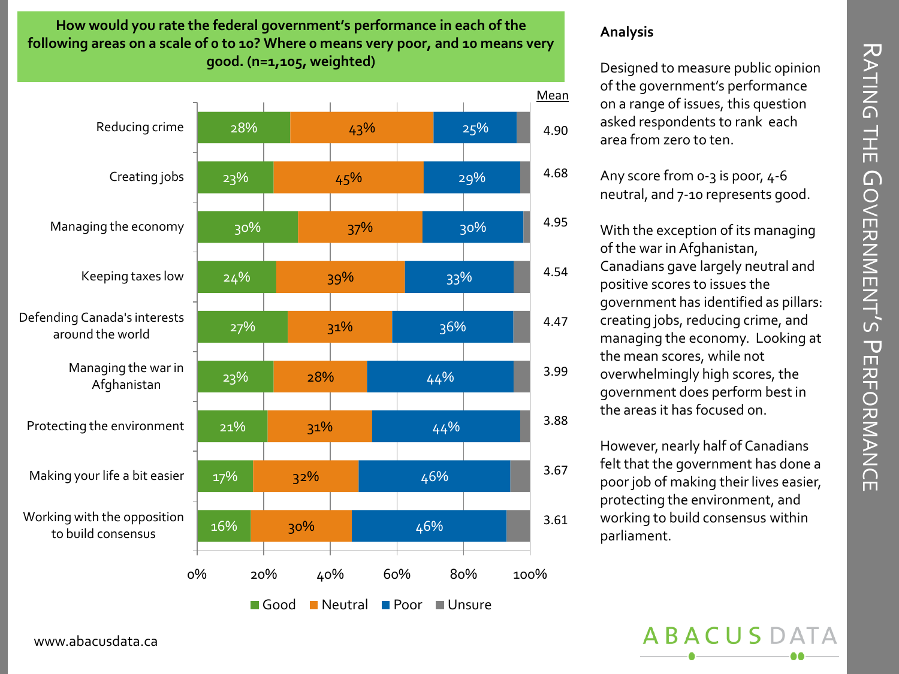# Rating the Government's Performance

**How would you rate the federal government's performance in each of the following areas on a scale of 0 to 10? Where 0 means very poor, and 10 means very good. (n=1,105, weighted)**

| Area | Good | Neutral | Poor | Mean |
|---|---|---|---|---|
| Reducing crime | 28% | 43% | 25% | 4.90 |
| Creating jobs | 23% | 45% | 29% | 4.68 |
| Managing the economy | 30% | 37% | 30% | 4.95 |
| Keeping taxes low | 24% | 39% | 33% | 4.54 |
| Defending Canada's interests around the world | 27% | 31% | 36% | 4.47 |
| Managing the war in Afghanistan | 23% | 28% | 44% | 3.99 |
| Protecting the environment | 21% | 31% | 44% | 3.88 |
| Making your life a bit easier | 17% | 32% | 46% | 3.67 |
| Working with the opposition to build consensus | 16% | 30% | 46% | 3.61 |

Legend: Good, Neutral, Poor, Unsure

## Analysis

Designed to measure public opinion of the government's performance on a range of issues, this question asked respondents to rank each area from zero to ten.

Any score from 0-3 is poor, 4-6 neutral, and 7-10 represents good.

With the exception of its managing of the war in Afghanistan, Canadians gave largely neutral and positive scores to issues the government has identified as pillars: creating jobs, reducing crime, and managing the economy. Looking at the mean scores, while not overwhelmingly high scores, the government does perform best in the areas it has focused on.

However, nearly half of Canadians felt that the government has done a poor job of making their lives easier, protecting the environment, and working to build consensus within parliament.

www.abacusdata.ca

ABACUS DATA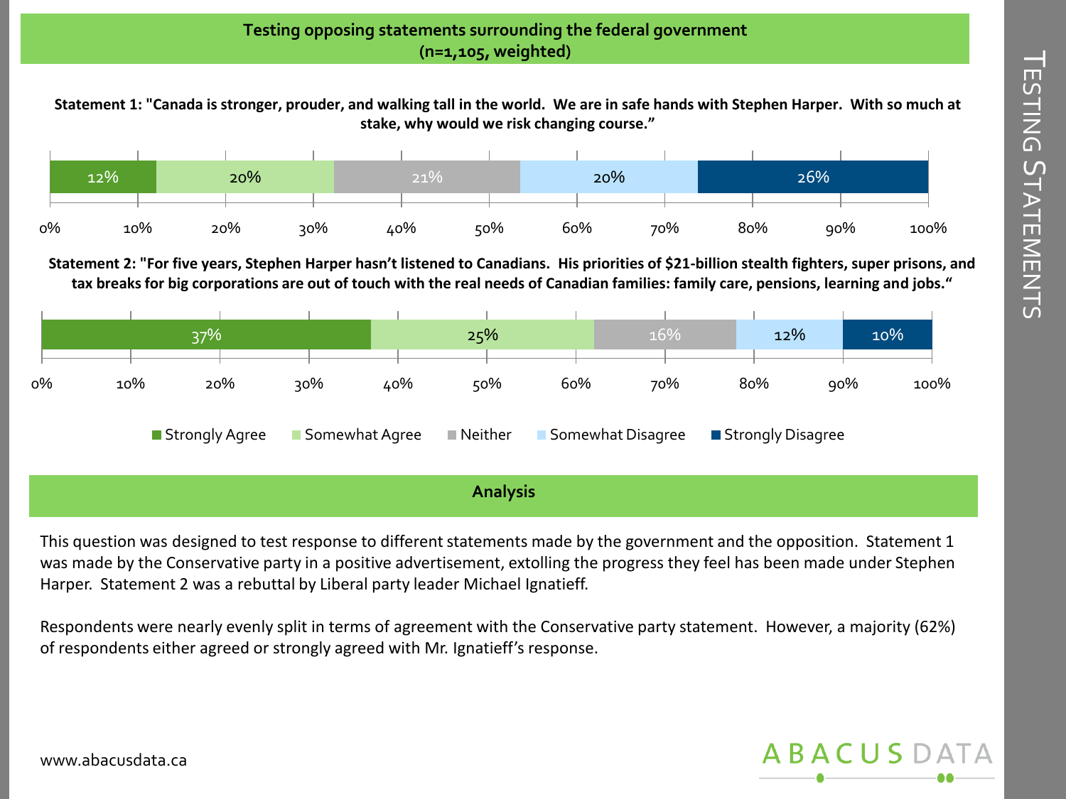## Testing opposing statements surrounding the federal government
**(n=1,105, weighted)**

**Statement 1: "Canada is stronger, prouder, and walking tall in the world. We are in safe hands with Stephen Harper. With so much at stake, why would we risk changing course."**

| Strongly Agree | Somewhat Agree | Neither | Somewhat Disagree | Strongly Disagree |
|---|---|---|---|---|
| 12% | 20% | 21% | 20% | 26% |

**Statement 2: "For five years, Stephen Harper hasn't listened to Canadians. His priorities of $21-billion stealth fighters, super prisons, and tax breaks for big corporations are out of touch with the real needs of Canadian families: family care, pensions, learning and jobs."**

| Strongly Agree | Somewhat Agree | Neither | Somewhat Disagree | Strongly Disagree |
|---|---|---|---|---|
| 37% | 25% | 16% | 12% | 10% |

## Analysis

This question was designed to test response to different statements made by the government and the opposition. Statement 1 was made by the Conservative party in a positive advertisement, extolling the progress they feel has been made under Stephen Harper. Statement 2 was a rebuttal by Liberal party leader Michael Ignatieff.

Respondents were nearly evenly split in terms of agreement with the Conservative party statement. However, a majority (62%) of respondents either agreed or strongly agreed with Mr. Ignatieff's response.

www.abacusdata.ca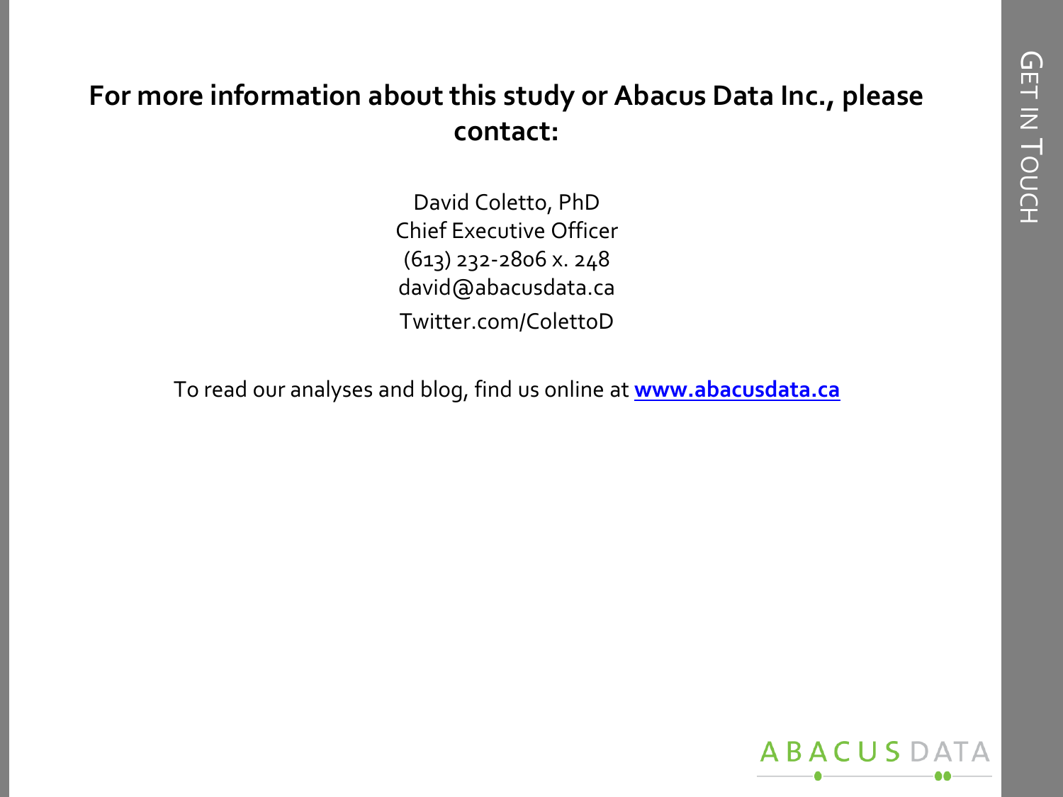**For more information about this study or Abacus Data Inc., please contact:**

David Coletto, PhD
Chief Executive Officer
(613) 232-2806 x. 248
david@abacusdata.ca
Twitter.com/ColettoD

To read our analyses and blog, find us online at **www.abacusdata.ca**

GET IN TOUCH

ABACUS DATA